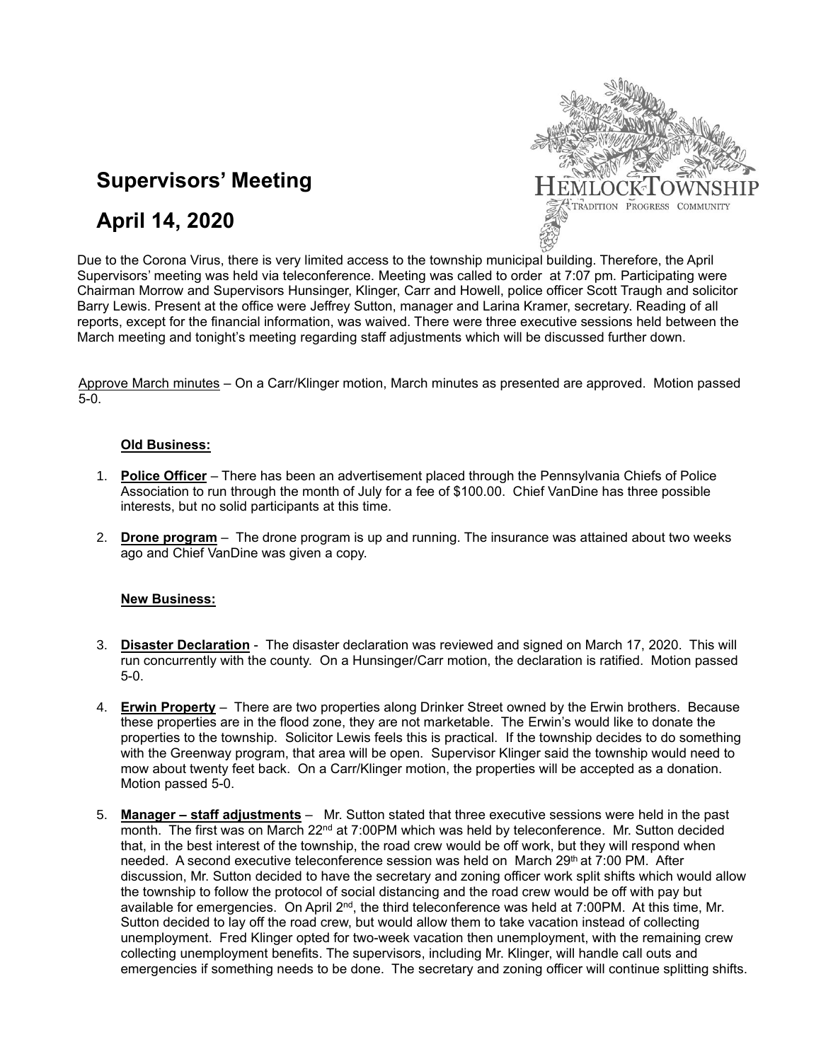# Supervisors' Meeting

# April 14, 2020

HEMLOCK TOWNSHIP
TRADITION PROGRESS COMMUNITY

Due to the Corona Virus, there is very limited access to the township municipal building. Therefore, the April Supervisors' meeting was held via teleconference. Meeting was called to order at 7:07 pm. Participating were Chairman Morrow and Supervisors Hunsinger, Klinger, Carr and Howell, police officer Scott Traugh and solicitor Barry Lewis. Present at the office were Jeffrey Sutton, manager and Larina Kramer, secretary. Reading of all reports, except for the financial information, was waived. There were three executive sessions held between the March meeting and tonight's meeting regarding staff adjustments which will be discussed further down.

Approve March minutes – On a Carr/Klinger motion, March minutes as presented are approved. Motion passed 5-0.

**Old Business:**

1. **Police Officer** – There has been an advertisement placed through the Pennsylvania Chiefs of Police Association to run through the month of July for a fee of $100.00. Chief VanDine has three possible interests, but no solid participants at this time.

2. **Drone program** – The drone program is up and running. The insurance was attained about two weeks ago and Chief VanDine was given a copy.

**New Business:**

3. **Disaster Declaration** - The disaster declaration was reviewed and signed on March 17, 2020. This will run concurrently with the county. On a Hunsinger/Carr motion, the declaration is ratified. Motion passed 5-0.

4. **Erwin Property** – There are two properties along Drinker Street owned by the Erwin brothers. Because these properties are in the flood zone, they are not marketable. The Erwin's would like to donate the properties to the township. Solicitor Lewis feels this is practical. If the township decides to do something with the Greenway program, that area will be open. Supervisor Klinger said the township would need to mow about twenty feet back. On a Carr/Klinger motion, the properties will be accepted as a donation. Motion passed 5-0.

5. **Manager – staff adjustments** – Mr. Sutton stated that three executive sessions were held in the past month. The first was on March 22nd at 7:00PM which was held by teleconference. Mr. Sutton decided that, in the best interest of the township, the road crew would be off work, but they will respond when needed. A second executive teleconference session was held on March 29th at 7:00 PM. After discussion, Mr. Sutton decided to have the secretary and zoning officer work split shifts which would allow the township to follow the protocol of social distancing and the road crew would be off with pay but available for emergencies. On April 2nd, the third teleconference was held at 7:00PM. At this time, Mr. Sutton decided to lay off the road crew, but would allow them to take vacation instead of collecting unemployment. Fred Klinger opted for two-week vacation then unemployment, with the remaining crew collecting unemployment benefits. The supervisors, including Mr. Klinger, will handle call outs and emergencies if something needs to be done. The secretary and zoning officer will continue splitting shifts.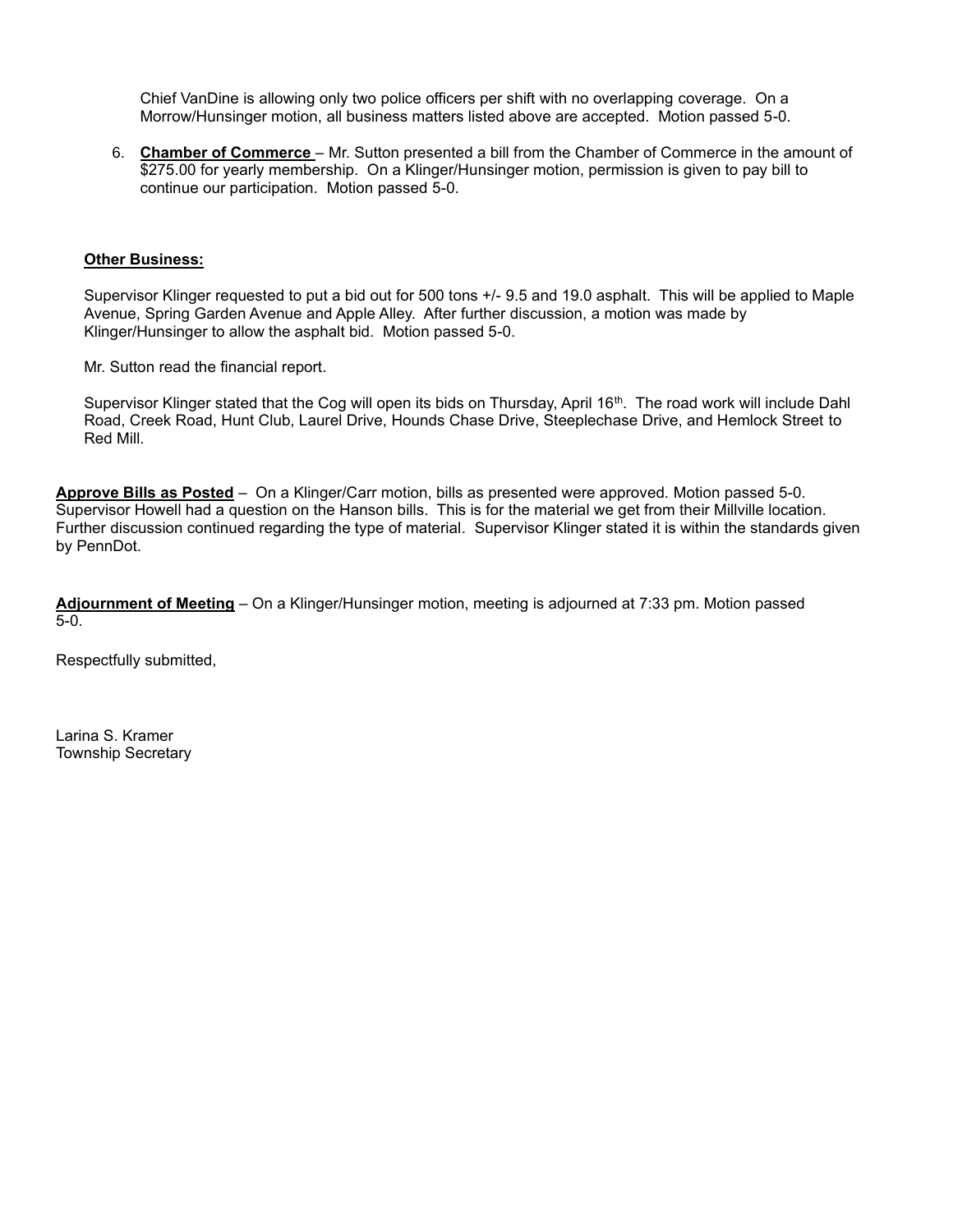Chief VanDine is allowing only two police officers per shift with no overlapping coverage. On a Morrow/Hunsinger motion, all business matters listed above are accepted. Motion passed 5-0.

6. **Chamber of Commerce** – Mr. Sutton presented a bill from the Chamber of Commerce in the amount of $275.00 for yearly membership. On a Klinger/Hunsinger motion, permission is given to pay bill to continue our participation. Motion passed 5-0.

**Other Business:**

Supervisor Klinger requested to put a bid out for 500 tons +/- 9.5 and 19.0 asphalt. This will be applied to Maple Avenue, Spring Garden Avenue and Apple Alley. After further discussion, a motion was made by Klinger/Hunsinger to allow the asphalt bid. Motion passed 5-0.

Mr. Sutton read the financial report.

Supervisor Klinger stated that the Cog will open its bids on Thursday, April 16th. The road work will include Dahl Road, Creek Road, Hunt Club, Laurel Drive, Hounds Chase Drive, Steeplechase Drive, and Hemlock Street to Red Mill.

**Approve Bills as Posted** – On a Klinger/Carr motion, bills as presented were approved. Motion passed 5-0. Supervisor Howell had a question on the Hanson bills. This is for the material we get from their Millville location. Further discussion continued regarding the type of material. Supervisor Klinger stated it is within the standards given by PennDot.

**Adjournment of Meeting** – On a Klinger/Hunsinger motion, meeting is adjourned at 7:33 pm. Motion passed 5-0.

Respectfully submitted,

Larina S. Kramer
Township Secretary